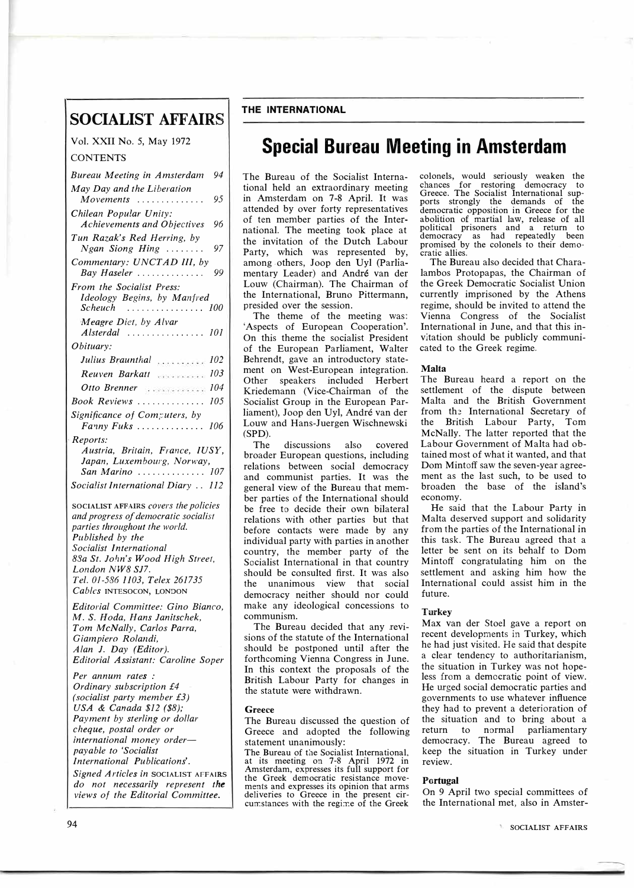## SOCIALIST AFFAIRS

Vol. XXII No. 5, May 1972

CONTENTS

| | |
|---|---|
| *Bureau Meeting in Amsterdam* | 94 |
| *May Day and the Liberation Movements* | 95 |
| *Chilean Popular Unity: Achievements and Objectives* | 96 |
| *Tun Razak's Red Herring, by Ngan Siong Hing* | 97 |
| *Commentary: UNCTAD III, by Bay Haseler* | 99 |
| *From the Socialist Press: Ideology Begins, by Manfred Scheuch* | 100 |
| *Meagre Diet, by Alvar Alsterdal* | 101 |
| *Obituary:* | |
| *Julius Braunthal* | 102 |
| *Reuven Barkatt* | 103 |
| *Otto Brenner* | 104 |
| *Book Reviews* | 105 |
| *Significance of Computers, by Fanny Fuks* | 106 |
| *Reports: Austria, Britain, France, IUSY, Japan, Luxembourg, Norway, San Marino* | 107 |
| *Socialist International Diary* | 112 |

SOCIALIST AFFAIRS *covers the policies and progress of democratic socialist parties throughout the world.*
*Published by the Socialist International*
*88a St. John's Wood High Street, London NW8 SJ7.*
*Tel. 01-586 1103, Telex 261735*
*Cables* INTESOCON, LONDON

*Editorial Committee: Gino Bianco, M. S. Hoda, Hans Janitschek, Tom McNally, Carlos Parra, Giampiero Rolandi, Alan J. Day (Editor).*
*Editorial Assistant: Caroline Soper*

*Per annum rates :*
*Ordinary subscription £4 (socialist party member £3)*
*USA & Canada $12 ($8);*
*Payment by sterling or dollar cheque, postal order or international money order— payable to 'Socialist International Publications'.*

*Signed Articles in* SOCIALIST AFFAIRS *do not necessarily represent* ***the*** *views of the Editorial Committee.*

**THE INTERNATIONAL**

# Special Bureau Meeting in Amsterdam

The Bureau of the Socialist International held an extraordinary meeting in Amsterdam on 7-8 April. It was attended by over forty representatives of ten member parties of the International. The meeting took place at the invitation of the Dutch Labour Party, which was represented by, among others, Joop den Uyl (Parliamentary Leader) and André van der Louw (Chairman). The Chairman of the International, Bruno Pittermann, presided over the session.

The theme of the meeting was: 'Aspects of European Cooperation'. On this theme the socialist President of the European Parliament, Walter Behrendt, gave an introductory statement on West-European integration. Other speakers included Herbert Kriedemann (Vice-Chairman of the Socialist Group in the European Parliament), Joop den Uyl, André van der Louw and Hans-Juergen Wischnewski (SPD).

The discussions also covered broader European questions, including relations between social democracy and communist parties. It was the general view of the Bureau that member parties of the International should be free to decide their own bilateral relations with other parties but that before contacts were made by any individual party with parties in another country, the member party of the Socialist International in that country should be consulted first. It was also the unanimous view that social democracy neither should nor could make any ideological concessions to communism.

The Bureau decided that any revisions of the statute of the International should be postponed until after the forthcoming Vienna Congress in June. In this context the proposals of the British Labour Party for changes in the statute were withdrawn.

### Greece

The Bureau discussed the question of Greece and adopted the following statement unanimously:

The Bureau of the Socialist International, at its meeting on 7-8 April 1972 in Amsterdam, expresses its full support for the Greek democratic resistance movements and expresses its opinion that arms deliveries to Greece in the present circumstances with the regime of the Greek colonels, would seriously weaken the chances for restoring democracy to Greece. The Socialist International supports strongly the demands of the democratic opposition in Greece for the abolition of martial law, release of all political prisoners and a return to democracy as had repeatedly been promised by the colonels to their democratic allies.

The Bureau also decided that Charalambos Protopapas, the Chairman of the Greek Democratic Socialist Union currently imprisoned by the Athens regime, should be invited to attend the Vienna Congress of the Socialist International in June, and that this invitation should be publicly communicated to the Greek regime.

### Malta

The Bureau heard a report on the settlement of the dispute between Malta and the British Government from the International Secretary of the British Labour Party, Tom McNally. The latter reported that the Labour Government of Malta had obtained most of what it wanted, and that Dom Mintoff saw the seven-year agreement as the last such, to be used to broaden the base of the island's economy.

He said that the Labour Party in Malta deserved support and solidarity from the parties of the International in this task. The Bureau agreed that a letter be sent on its behalf to Dom Mintoff congratulating him on the settlement and asking him how the International could assist him in the future.

### Turkey

Max van der Stoel gave a report on recent developments in Turkey, which he had just visited. He said that despite a clear tendency to authoritarianism, the situation in Turkey was not hopeless from a democratic point of view. He urged social democratic parties and governments to use whatever influence they had to prevent a deterioration of the situation and to bring about a return to normal parliamentary democracy. The Bureau agreed to keep the situation in Turkey under review.

### Portugal

On 9 April two special committees of the International met, also in Amster-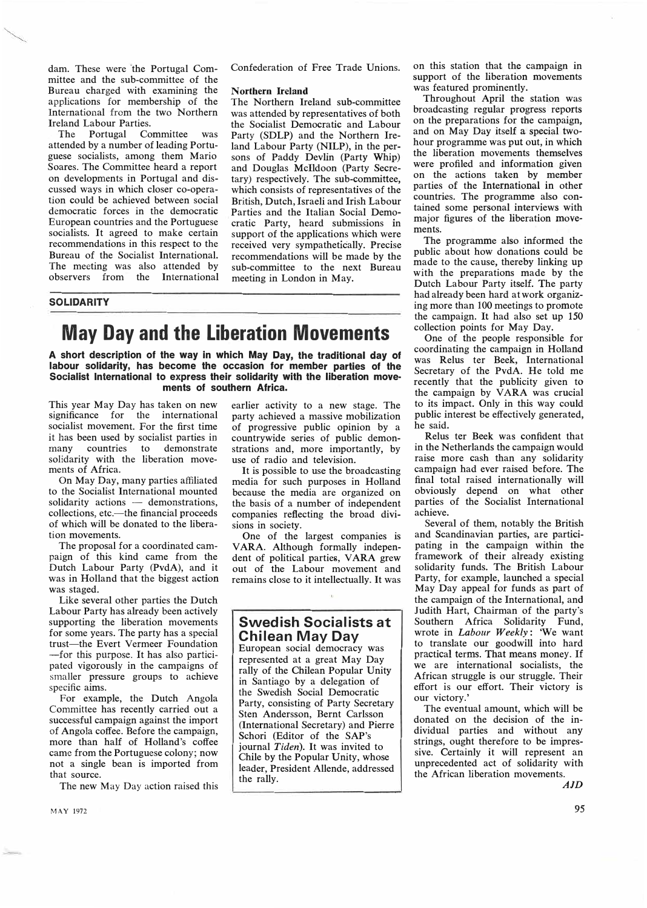dam. These were the Portugal Committee and the sub-committee of the Bureau charged with examining the applications for membership of the International from the two Northern Ireland Labour Parties.

The Portugal Committee was attended by a number of leading Portuguese socialists, among them Mario Soares. The Committee heard a report on developments in Portugal and discussed ways in which closer co-operation could be achieved between social democratic forces in the democratic European countries and the Portuguese socialists. It agreed to make certain recommendations in this respect to the Bureau of the Socialist International. The meeting was also attended by observers from the International Confederation of Free Trade Unions.

**Northern Ireland**

The Northern Ireland sub-committee was attended by representatives of both the Socialist Democratic and Labour Party (SDLP) and the Northern Ireland Labour Party (NILP), in the persons of Paddy Devlin (Party Whip) and Douglas McIldoon (Party Secretary) respectively. The sub-committee, which consists of representatives of the British, Dutch, Israeli and Irish Labour Parties and the Italian Social Democratic Party, heard submissions in support of the applications which were received very sympathetically. Precise recommendations will be made by the sub-committee to the next Bureau meeting in London in May.

**SOLIDARITY**

# May Day and the Liberation Movements

**A short description of the way in which May Day, the traditional day of labour solidarity, has become the occasion for member parties of the Socialist International to express their solidarity with the liberation movements of southern Africa.**

This year May Day has taken on new significance for the international socialist movement. For the first time it has been used by socialist parties in many countries to demonstrate solidarity with the liberation movements of Africa.

On May Day, many parties affiliated to the Socialist International mounted solidarity actions — demonstrations, collections, etc.—the financial proceeds of which will be donated to the liberation movements.

The proposal for a coordinated campaign of this kind came from the Dutch Labour Party (PvdA), and it was in Holland that the biggest action was staged.

Like several other parties the Dutch Labour Party has already been actively supporting the liberation movements for some years. The party has a special trust—the Evert Vermeer Foundation—for this purpose. It has also participated vigorously in the campaigns of smaller pressure groups to achieve specific aims.

For example, the Dutch Angola Committee has recently carried out a successful campaign against the import of Angola coffee. Before the campaign, more than half of Holland's coffee came from the Portuguese colony; now not a single bean is imported from that source.

The new May Day action raised this earlier activity to a new stage. The party achieved a massive mobilization of progressive public opinion by a countrywide series of public demonstrations and, more importantly, by use of radio and television.

It is possible to use the broadcasting media for such purposes in Holland because the media are organized on the basis of a number of independent companies reflecting the broad divisions in society.

One of the largest companies is VARA. Although formally independent of political parties, VARA grew out of the Labour movement and remains close to it intellectually. It was on this station that the campaign in support of the liberation movements was featured prominently.

Throughout April the station was broadcasting regular progress reports on the preparations for the campaign, and on May Day itself a special two-hour programme was put out, in which the liberation movements themselves were profiled and information given on the actions taken by member parties of the International in other countries. The programme also contained some personal interviews with major figures of the liberation movements.

The programme also informed the public about how donations could be made to the cause, thereby linking up with the preparations made by the Dutch Labour Party itself. The party had already been hard at work organizing more than 100 meetings to promote the campaign. It had also set up 150 collection points for May Day.

One of the people responsible for coordinating the campaign in Holland was Relus ter Beek, International Secretary of the PvdA. He told me recently that the publicity given to the campaign by VARA was crucial to its impact. Only in this way could public interest be effectively generated, he said.

Relus ter Beek was confident that in the Netherlands the campaign would raise more cash than any solidarity campaign had ever raised before. The final total raised internationally will obviously depend on what other parties of the Socialist International achieve.

Several of them, notably the British and Scandinavian parties, are participating in the campaign within the framework of their already existing solidarity funds. The British Labour Party, for example, launched a special May Day appeal for funds as part of the campaign of the International, and Judith Hart, Chairman of the party's Southern Africa Solidarity Fund, wrote in *Labour Weekly*: 'We want to translate our goodwill into hard practical terms. That means money. If we are international socialists, the African struggle is our struggle. Their effort is our effort. Their victory is our victory.'

The eventual amount, which will be donated on the decision of the individual parties and without any strings, ought therefore to be impressive. Certainly it will represent an unprecedented act of solidarity with the African liberation movements.

*AJD*

## Swedish Socialists at Chilean May Day

European social democracy was represented at a great May Day rally of the Chilean Popular Unity in Santiago by a delegation of the Swedish Social Democratic Party, consisting of Party Secretary Sten Andersson, Bernt Carlsson (International Secretary) and Pierre Schori (Editor of the SAP's journal *Tiden*). It was invited to Chile by the Popular Unity, whose leader, President Allende, addressed the rally.